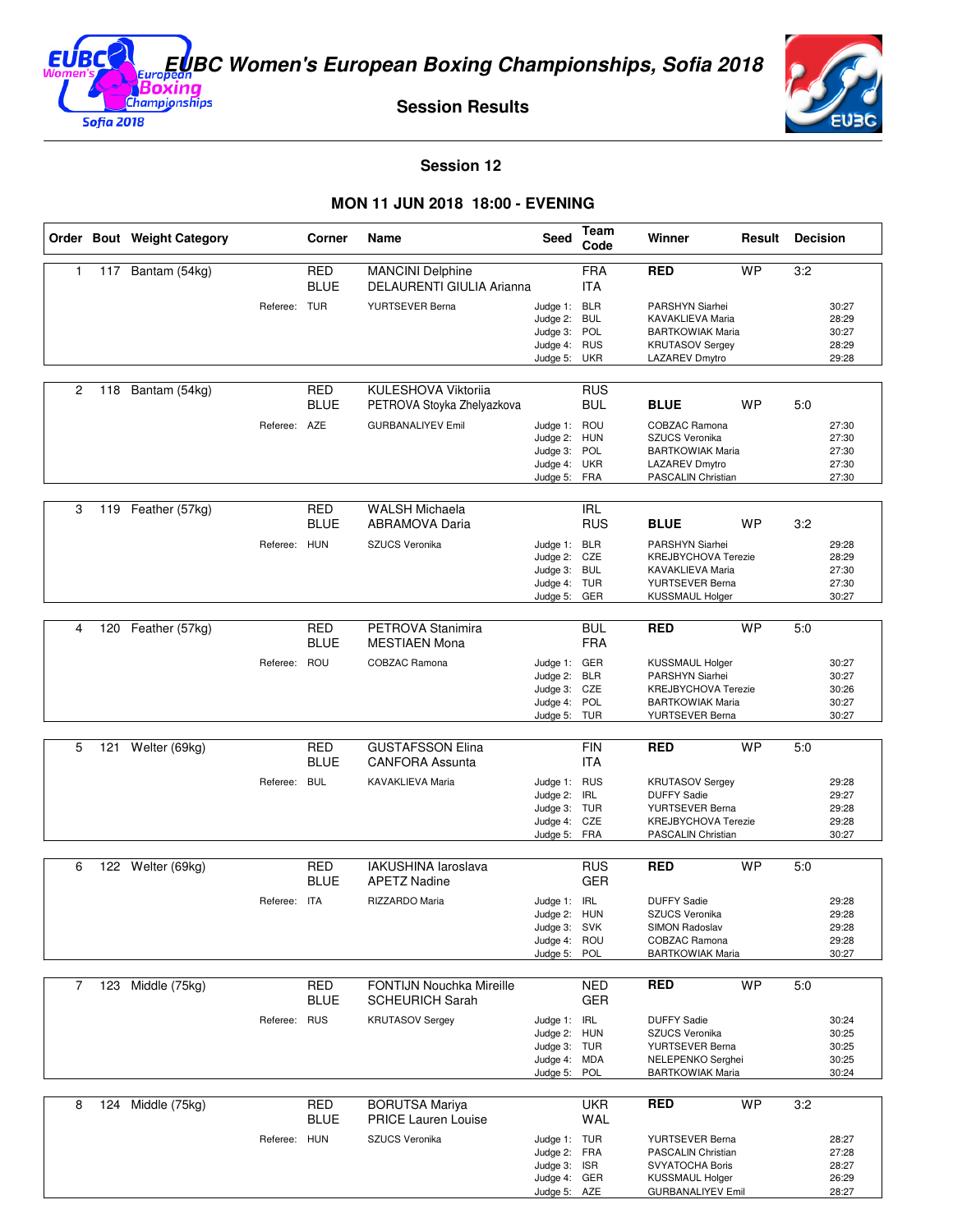# EUBC Women's European Boxing Championships, Sofia 2018

## Session Results

### Session 12

### MON 11 JUN 2018 18:00 - EVENING

| Order | Bout | Weight Category | Corner | Name | Seed | Team Code | Winner | Result | Decision |
|---|---|---|---|---|---|---|---|---|---|
| 1 | 117 | Bantam (54kg) | RED | MANCINI Delphine | | FRA | RED | WP | 3:2 |
| | | | BLUE | DELAURENTI GIULIA Arianna | | ITA | | | |
| | | Referee: | TUR | YURTSEVER Berna | Judge 1: | BLR | PARSHYN Siarhei | | 30:27 |
| | | | | | Judge 2: | BUL | KAVAKLIEVA Maria | | 28:29 |
| | | | | | Judge 3: | POL | BARTKOWIAK Maria | | 30:27 |
| | | | | | Judge 4: | RUS | KRUTASOV Sergey | | 28:29 |
| | | | | | Judge 5: | UKR | LAZAREV Dmytro | | 29:28 |
| 2 | 118 | Bantam (54kg) | RED | KULESHOVA Viktoriia | | RUS | | | |
| | | | BLUE | PETROVA Stoyka Zhelyazkova | | BUL | BLUE | WP | 5:0 |
| | | Referee: | AZE | GURBANALIYEV Emil | Judge 1: | ROU | COBZAC Ramona | | 27:30 |
| | | | | | Judge 2: | HUN | SZUCS Veronika | | 27:30 |
| | | | | | Judge 3: | POL | BARTKOWIAK Maria | | 27:30 |
| | | | | | Judge 4: | UKR | LAZAREV Dmytro | | 27:30 |
| | | | | | Judge 5: | FRA | PASCALIN Christian | | 27:30 |
| 3 | 119 | Feather (57kg) | RED | WALSH Michaela | | IRL | | | |
| | | | BLUE | ABRAMOVA Daria | | RUS | BLUE | WP | 3:2 |
| | | Referee: | HUN | SZUCS Veronika | Judge 1: | BLR | PARSHYN Siarhei | | 29:28 |
| | | | | | Judge 2: | CZE | KREJBYCHOVA Terezie | | 28:29 |
| | | | | | Judge 3: | BUL | KAVAKLIEVA Maria | | 27:30 |
| | | | | | Judge 4: | TUR | YURTSEVER Berna | | 27:30 |
| | | | | | Judge 5: | GER | KUSSMAUL Holger | | 30:27 |
| 4 | 120 | Feather (57kg) | RED | PETROVA Stanimira | | BUL | RED | WP | 5:0 |
| | | | BLUE | MESTIAEN Mona | | FRA | | | |
| | | Referee: | ROU | COBZAC Ramona | Judge 1: | GER | KUSSMAUL Holger | | 30:27 |
| | | | | | Judge 2: | BLR | PARSHYN Siarhei | | 30:27 |
| | | | | | Judge 3: | CZE | KREJBYCHOVA Terezie | | 30:26 |
| | | | | | Judge 4: | POL | BARTKOWIAK Maria | | 30:27 |
| | | | | | Judge 5: | TUR | YURTSEVER Berna | | 30:27 |
| 5 | 121 | Welter (69kg) | RED | GUSTAFSSON Elina | | FIN | RED | WP | 5:0 |
| | | | BLUE | CANFORA Assunta | | ITA | | | |
| | | Referee: | BUL | KAVAKLIEVA Maria | Judge 1: | RUS | KRUTASOV Sergey | | 29:28 |
| | | | | | Judge 2: | IRL | DUFFY Sadie | | 29:27 |
| | | | | | Judge 3: | TUR | YURTSEVER Berna | | 29:28 |
| | | | | | Judge 4: | CZE | KREJBYCHOVA Terezie | | 29:28 |
| | | | | | Judge 5: | FRA | PASCALIN Christian | | 30:27 |
| 6 | 122 | Welter (69kg) | RED | IAKUSHINA Iaroslava | | RUS | RED | WP | 5:0 |
| | | | BLUE | APETZ Nadine | | GER | | | |
| | | Referee: | ITA | RIZZARDO Maria | Judge 1: | IRL | DUFFY Sadie | | 29:28 |
| | | | | | Judge 2: | HUN | SZUCS Veronika | | 29:28 |
| | | | | | Judge 3: | SVK | SIMON Radoslav | | 29:28 |
| | | | | | Judge 4: | ROU | COBZAC Ramona | | 29:28 |
| | | | | | Judge 5: | POL | BARTKOWIAK Maria | | 30:27 |
| 7 | 123 | Middle (75kg) | RED | FONTIJN Nouchka Mireille | | NED | RED | WP | 5:0 |
| | | | BLUE | SCHEURICH Sarah | | GER | | | |
| | | Referee: | RUS | KRUTASOV Sergey | Judge 1: | IRL | DUFFY Sadie | | 30:24 |
| | | | | | Judge 2: | HUN | SZUCS Veronika | | 30:25 |
| | | | | | Judge 3: | TUR | YURTSEVER Berna | | 30:25 |
| | | | | | Judge 4: | MDA | NELEPENKO Serghei | | 30:25 |
| | | | | | Judge 5: | POL | BARTKOWIAK Maria | | 30:24 |
| 8 | 124 | Middle (75kg) | RED | BORUTSA Mariya | | UKR | RED | WP | 3:2 |
| | | | BLUE | PRICE Lauren Louise | | WAL | | | |
| | | Referee: | HUN | SZUCS Veronika | Judge 1: | TUR | YURTSEVER Berna | | 28:27 |
| | | | | | Judge 2: | FRA | PASCALIN Christian | | 27:28 |
| | | | | | Judge 3: | ISR | SVYATOCHA Boris | | 28:27 |
| | | | | | Judge 4: | GER | KUSSMAUL Holger | | 26:29 |
| | | | | | Judge 5: | AZE | GURBANALIYEV Emil | | 28:27 |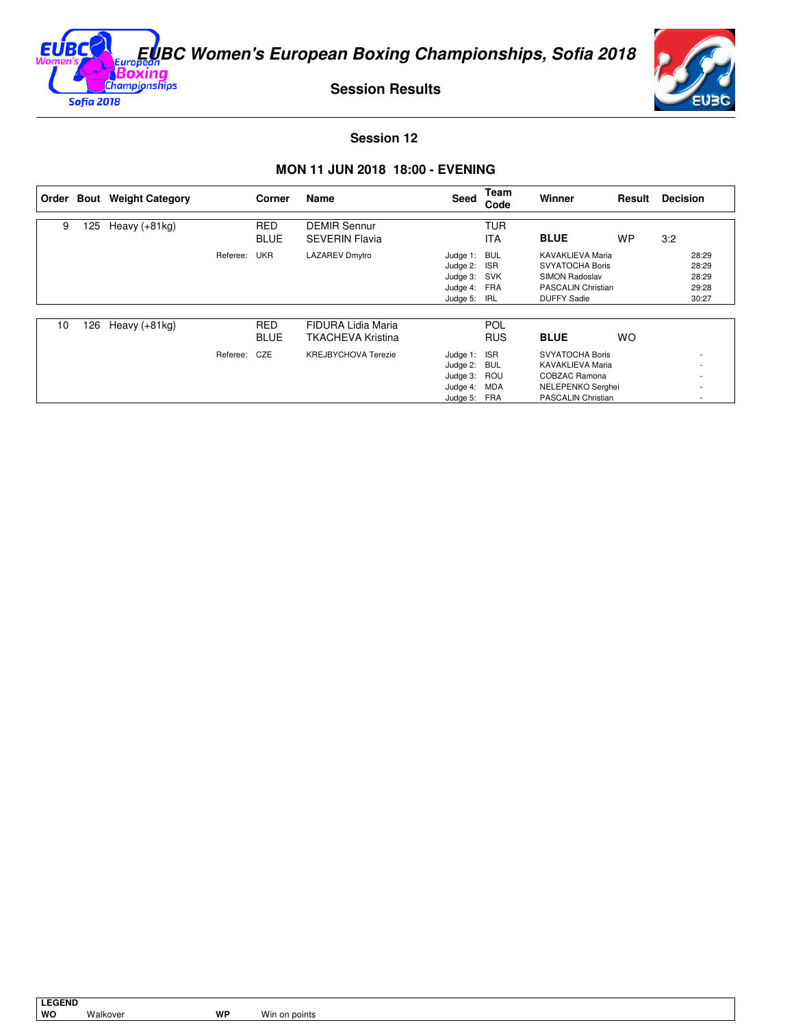# EUBC Women's European Boxing Championships, Sofia 2018

## Session Results

### Session 12

### MON 11 JUN 2018 18:00 - EVENING

| Order | Bout | Weight Category | | Corner | Name | Seed | Team Code | Winner | Result | Decision |
|---|---|---|---|---|---|---|---|---|---|---|
| 9 | 125 | Heavy (+81kg) | | RED | DEMIR Sennur | | TUR | | | |
| | | | | BLUE | SEVERIN Flavia | | ITA | **BLUE** | WP | 3:2 |
| | | | Referee: | UKR | LAZAREV Dmytro | Judge 1: | BUL | KAVAKLIEVA Maria | | 28:29 |
| | | | | | | Judge 2: | ISR | SVYATOCHA Boris | | 28:29 |
| | | | | | | Judge 3: | SVK | SIMON Radoslav | | 28:29 |
| | | | | | | Judge 4: | FRA | PASCALIN Christian | | 29:28 |
| | | | | | | Judge 5: | IRL | DUFFY Sadie | | 30:27 |
| 10 | 126 | Heavy (+81kg) | | RED | FIDURA Lidia Maria | | POL | | | |
| | | | | BLUE | TKACHEVA Kristina | | RUS | **BLUE** | WO | |
| | | | Referee: | CZE | KREJBYCHOVA Terezie | Judge 1: | ISR | SVYATOCHA Boris | | - |
| | | | | | | Judge 2: | BUL | KAVAKLIEVA Maria | | - |
| | | | | | | Judge 3: | ROU | COBZAC Ramona | | - |
| | | | | | | Judge 4: | MDA | NELEPENKO Serghei | | - |
| | | | | | | Judge 5: | FRA | PASCALIN Christian | | - |

**LEGEND**

| | | | |
|---|---|---|---|
| **WO** | Walkover | **WP** | Win on points |